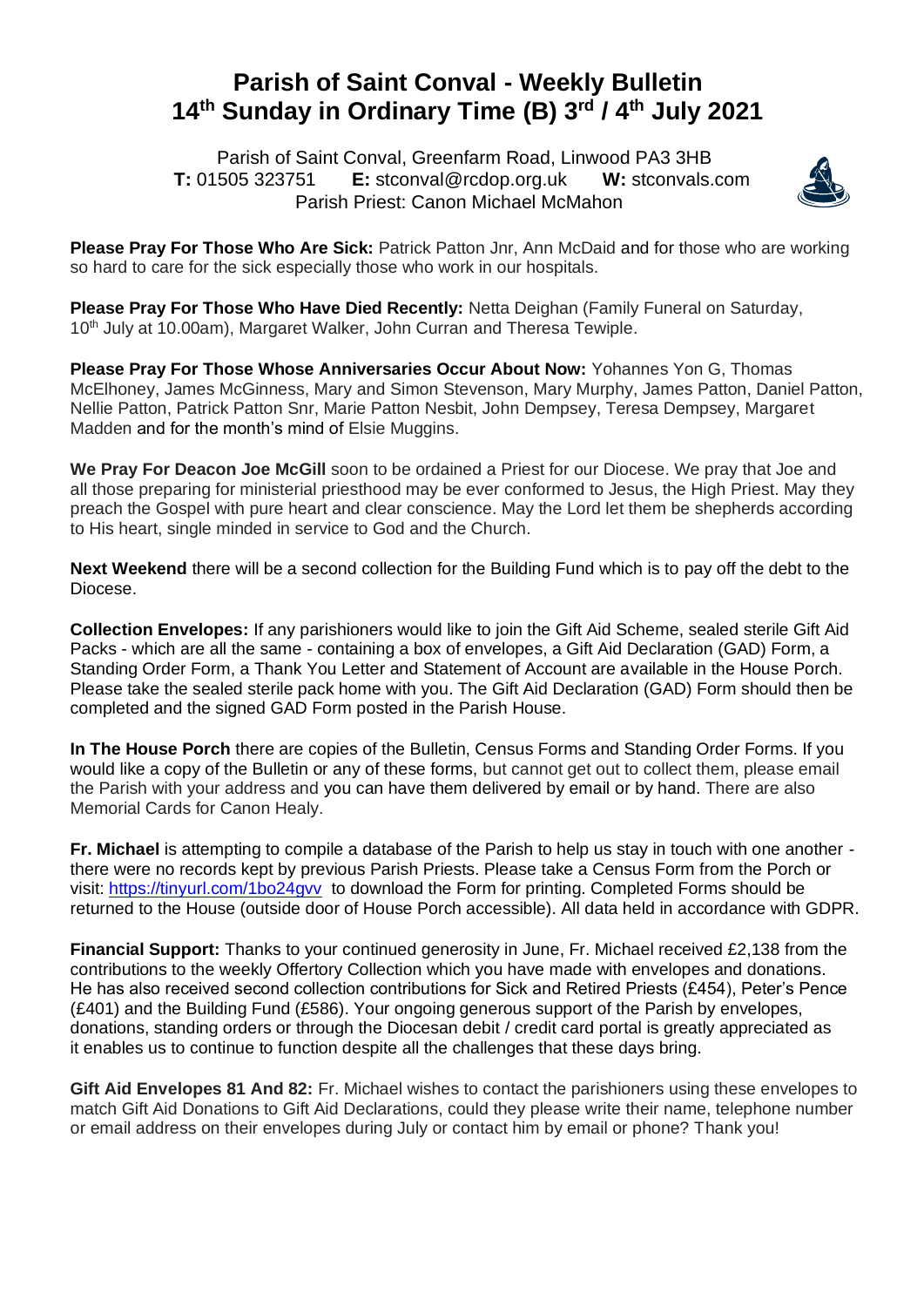# Parish of Saint Conval - Weekly Bulletin
# 14th Sunday in Ordinary Time (B) 3rd / 4th July 2021

Parish of Saint Conval, Greenfarm Road, Linwood PA3 3HB
**T:** 01505 323751 **E:** stconval@rcdop.org.uk **W:** stconvals.com
Parish Priest: Canon Michael McMahon

**Please Pray For Those Who Are Sick:** Patrick Patton Jnr, Ann McDaid and for those who are working so hard to care for the sick especially those who work in our hospitals.

**Please Pray For Those Who Have Died Recently:** Netta Deighan (Family Funeral on Saturday, 10th July at 10.00am), Margaret Walker, John Curran and Theresa Tewiple.

**Please Pray For Those Whose Anniversaries Occur About Now:** Yohannes Yon G, Thomas McElhoney, James McGinness, Mary and Simon Stevenson, Mary Murphy, James Patton, Daniel Patton, Nellie Patton, Patrick Patton Snr, Marie Patton Nesbit, John Dempsey, Teresa Dempsey, Margaret Madden and for the month's mind of Elsie Muggins.

**We Pray For Deacon Joe McGill** soon to be ordained a Priest for our Diocese. We pray that Joe and all those preparing for ministerial priesthood may be ever conformed to Jesus, the High Priest. May they preach the Gospel with pure heart and clear conscience. May the Lord let them be shepherds according to His heart, single minded in service to God and the Church.

**Next Weekend** there will be a second collection for the Building Fund which is to pay off the debt to the Diocese.

**Collection Envelopes:** If any parishioners would like to join the Gift Aid Scheme, sealed sterile Gift Aid Packs - which are all the same - containing a box of envelopes, a Gift Aid Declaration (GAD) Form, a Standing Order Form, a Thank You Letter and Statement of Account are available in the House Porch. Please take the sealed sterile pack home with you. The Gift Aid Declaration (GAD) Form should then be completed and the signed GAD Form posted in the Parish House.

**In The House Porch** there are copies of the Bulletin, Census Forms and Standing Order Forms. If you would like a copy of the Bulletin or any of these forms, but cannot get out to collect them, please email the Parish with your address and you can have them delivered by email or by hand. There are also Memorial Cards for Canon Healy.

**Fr. Michael** is attempting to compile a database of the Parish to help us stay in touch with one another - there were no records kept by previous Parish Priests. Please take a Census Form from the Porch or visit: https://tinyurl.com/1bo24gvv to download the Form for printing. Completed Forms should be returned to the House (outside door of House Porch accessible). All data held in accordance with GDPR.

**Financial Support:** Thanks to your continued generosity in June, Fr. Michael received £2,138 from the contributions to the weekly Offertory Collection which you have made with envelopes and donations. He has also received second collection contributions for Sick and Retired Priests (£454), Peter's Pence (£401) and the Building Fund (£586). Your ongoing generous support of the Parish by envelopes, donations, standing orders or through the Diocesan debit / credit card portal is greatly appreciated as it enables us to continue to function despite all the challenges that these days bring.

**Gift Aid Envelopes 81 And 82:** Fr. Michael wishes to contact the parishioners using these envelopes to match Gift Aid Donations to Gift Aid Declarations, could they please write their name, telephone number or email address on their envelopes during July or contact him by email or phone? Thank you!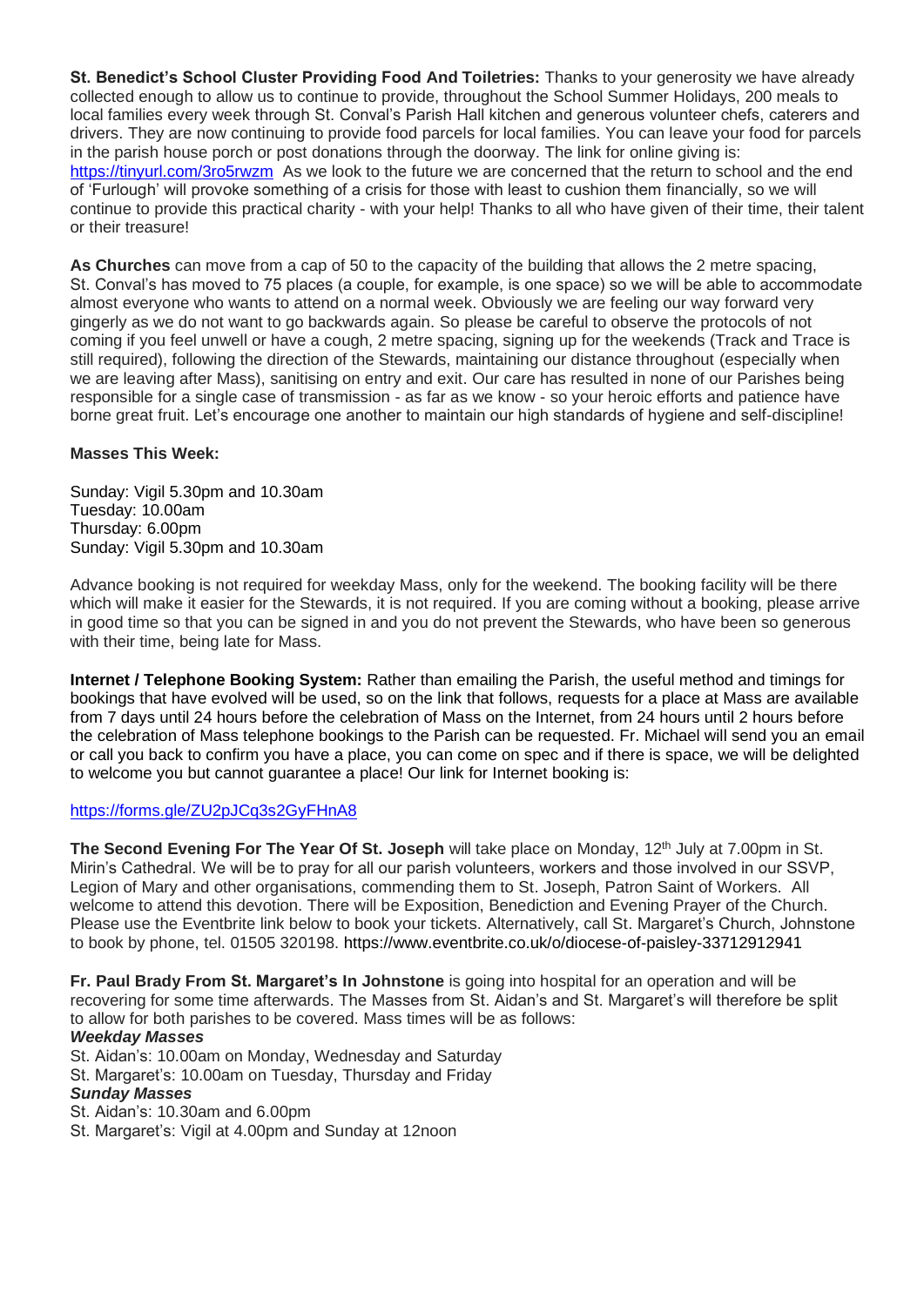**St. Benedict's School Cluster Providing Food And Toiletries:** Thanks to your generosity we have already collected enough to allow us to continue to provide, throughout the School Summer Holidays, 200 meals to local families every week through St. Conval's Parish Hall kitchen and generous volunteer chefs, caterers and drivers. They are now continuing to provide food parcels for local families. You can leave your food for parcels in the parish house porch or post donations through the doorway. The link for online giving is: https://tinyurl.com/3ro5rwzm As we look to the future we are concerned that the return to school and the end of 'Furlough' will provoke something of a crisis for those with least to cushion them financially, so we will continue to provide this practical charity - with your help! Thanks to all who have given of their time, their talent or their treasure!

**As Churches** can move from a cap of 50 to the capacity of the building that allows the 2 metre spacing, St. Conval's has moved to 75 places (a couple, for example, is one space) so we will be able to accommodate almost everyone who wants to attend on a normal week. Obviously we are feeling our way forward very gingerly as we do not want to go backwards again. So please be careful to observe the protocols of not coming if you feel unwell or have a cough, 2 metre spacing, signing up for the weekends (Track and Trace is still required), following the direction of the Stewards, maintaining our distance throughout (especially when we are leaving after Mass), sanitising on entry and exit. Our care has resulted in none of our Parishes being responsible for a single case of transmission - as far as we know - so your heroic efforts and patience have borne great fruit. Let's encourage one another to maintain our high standards of hygiene and self-discipline!

**Masses This Week:**

Sunday: Vigil 5.30pm and 10.30am
Tuesday: 10.00am
Thursday: 6.00pm
Sunday: Vigil 5.30pm and 10.30am

Advance booking is not required for weekday Mass, only for the weekend. The booking facility will be there which will make it easier for the Stewards, it is not required. If you are coming without a booking, please arrive in good time so that you can be signed in and you do not prevent the Stewards, who have been so generous with their time, being late for Mass.

**Internet / Telephone Booking System:** Rather than emailing the Parish, the useful method and timings for bookings that have evolved will be used, so on the link that follows, requests for a place at Mass are available from 7 days until 24 hours before the celebration of Mass on the Internet, from 24 hours until 2 hours before the celebration of Mass telephone bookings to the Parish can be requested. Fr. Michael will send you an email or call you back to confirm you have a place, you can come on spec and if there is space, we will be delighted to welcome you but cannot guarantee a place! Our link for Internet booking is:

https://forms.gle/ZU2pJCq3s2GyFHnA8

**The Second Evening For The Year Of St. Joseph** will take place on Monday, 12th July at 7.00pm in St. Mirin's Cathedral. We will be to pray for all our parish volunteers, workers and those involved in our SSVP, Legion of Mary and other organisations, commending them to St. Joseph, Patron Saint of Workers. All welcome to attend this devotion. There will be Exposition, Benediction and Evening Prayer of the Church. Please use the Eventbrite link below to book your tickets. Alternatively, call St. Margaret's Church, Johnstone to book by phone, tel. 01505 320198. https://www.eventbrite.co.uk/o/diocese-of-paisley-33712912941

**Fr. Paul Brady From St. Margaret's In Johnstone** is going into hospital for an operation and will be recovering for some time afterwards. The Masses from St. Aidan's and St. Margaret's will therefore be split to allow for both parishes to be covered. Mass times will be as follows:

***Weekday Masses***

St. Aidan's: 10.00am on Monday, Wednesday and Saturday
St. Margaret's: 10.00am on Tuesday, Thursday and Friday

***Sunday Masses***

St. Aidan's: 10.30am and 6.00pm
St. Margaret's: Vigil at 4.00pm and Sunday at 12noon